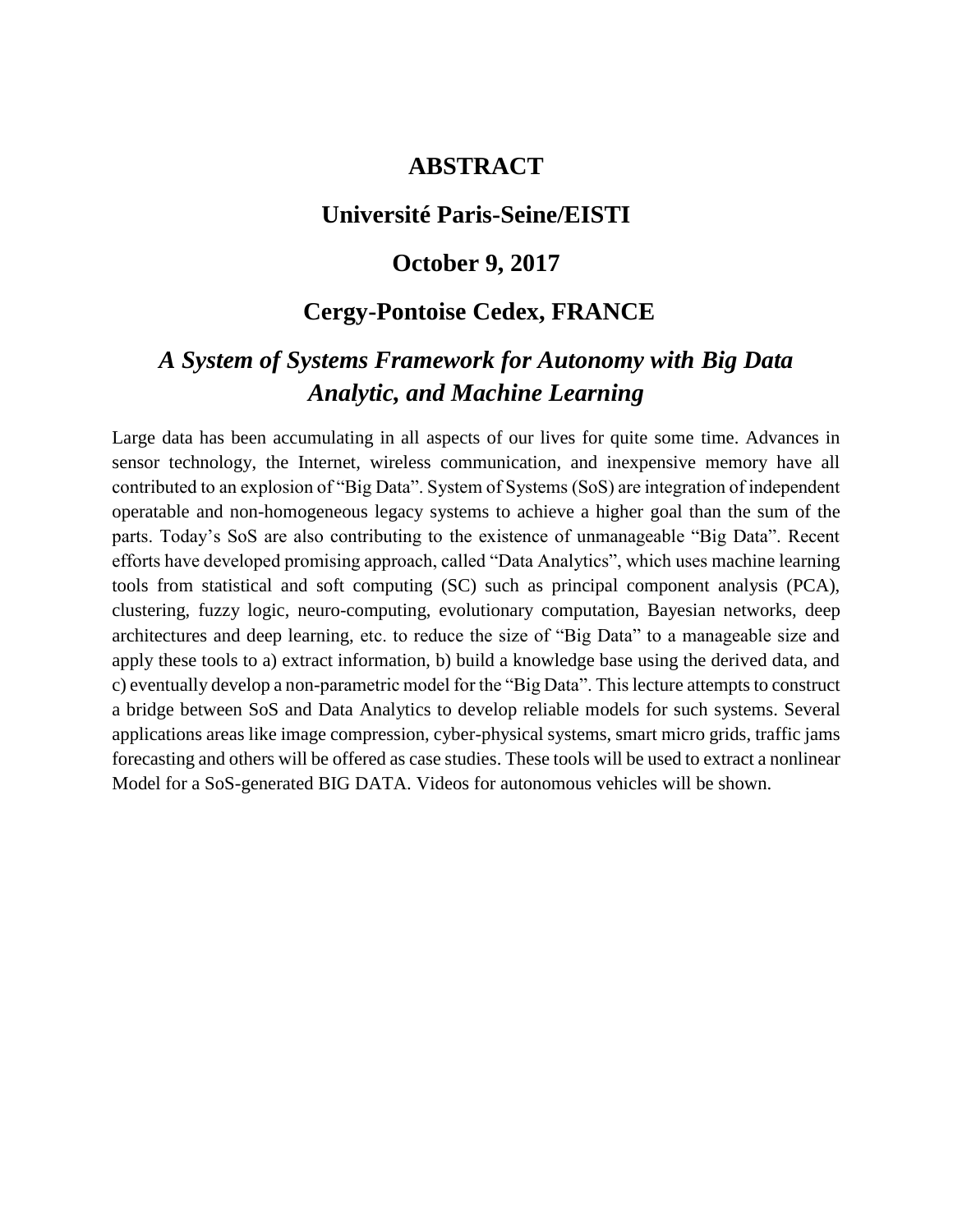# ABSTRACT

## Université Paris-Seine/EISTI

## October 9, 2017

## Cergy-Pontoise Cedex, FRANCE

## *A System of Systems Framework for Autonomy with Big Data Analytic, and Machine Learning*

Large data has been accumulating in all aspects of our lives for quite some time. Advances in sensor technology, the Internet, wireless communication, and inexpensive memory have all contributed to an explosion of "Big Data". System of Systems (SoS) are integration of independent operatable and non-homogeneous legacy systems to achieve a higher goal than the sum of the parts. Today's SoS are also contributing to the existence of unmanageable "Big Data". Recent efforts have developed promising approach, called "Data Analytics", which uses machine learning tools from statistical and soft computing (SC) such as principal component analysis (PCA), clustering, fuzzy logic, neuro-computing, evolutionary computation, Bayesian networks, deep architectures and deep learning, etc. to reduce the size of "Big Data" to a manageable size and apply these tools to a) extract information, b) build a knowledge base using the derived data, and c) eventually develop a non-parametric model for the "Big Data". This lecture attempts to construct a bridge between SoS and Data Analytics to develop reliable models for such systems. Several applications areas like image compression, cyber-physical systems, smart micro grids, traffic jams forecasting and others will be offered as case studies. These tools will be used to extract a nonlinear Model for a SoS-generated BIG DATA. Videos for autonomous vehicles will be shown.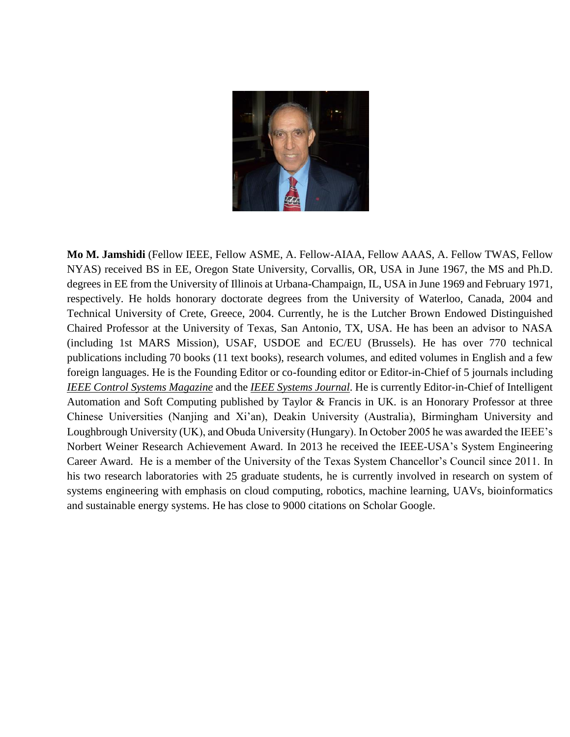**Mo M. Jamshidi** (Fellow IEEE, Fellow ASME, A. Fellow-AIAA, Fellow AAAS, A. Fellow TWAS, Fellow NYAS) received BS in EE, Oregon State University, Corvallis, OR, USA in June 1967, the MS and Ph.D. degrees in EE from the University of Illinois at Urbana-Champaign, IL, USA in June 1969 and February 1971, respectively. He holds honorary doctorate degrees from the University of Waterloo, Canada, 2004 and Technical University of Crete, Greece, 2004. Currently, he is the Lutcher Brown Endowed Distinguished Chaired Professor at the University of Texas, San Antonio, TX, USA. He has been an advisor to NASA (including 1st MARS Mission), USAF, USDOE and EC/EU (Brussels). He has over 770 technical publications including 70 books (11 text books), research volumes, and edited volumes in English and a few foreign languages. He is the Founding Editor or co-founding editor or Editor-in-Chief of 5 journals including *IEEE Control Systems Magazine* and the *IEEE Systems Journal*. He is currently Editor-in-Chief of Intelligent Automation and Soft Computing published by Taylor & Francis in UK. is an Honorary Professor at three Chinese Universities (Nanjing and Xi'an), Deakin University (Australia), Birmingham University and Loughbrough University (UK), and Obuda University (Hungary). In October 2005 he was awarded the IEEE's Norbert Weiner Research Achievement Award. In 2013 he received the IEEE-USA's System Engineering Career Award. He is a member of the University of the Texas System Chancellor's Council since 2011. In his two research laboratories with 25 graduate students, he is currently involved in research on system of systems engineering with emphasis on cloud computing, robotics, machine learning, UAVs, bioinformatics and sustainable energy systems. He has close to 9000 citations on Scholar Google.